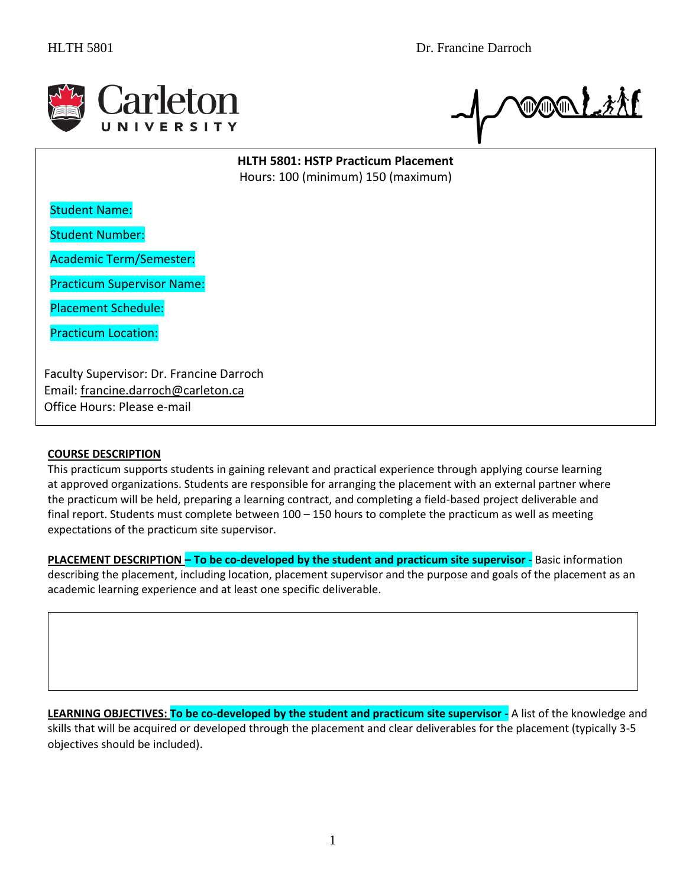**HLTH 5801: HSTP Practicum Placement**

Hours: 100 (minimum) 150 (maximum)

Student Name:

Student Number:

Academic Term/Semester:

Practicum Supervisor Name:

Placement Schedule:

Practicum Location:

Faculty Supervisor: Dr. Francine Darroch
Email: francine.darroch@carleton.ca
Office Hours: Please e-mail

## COURSE DESCRIPTION

This practicum supports students in gaining relevant and practical experience through applying course learning at approved organizations. Students are responsible for arranging the placement with an external partner where the practicum will be held, preparing a learning contract, and completing a field-based project deliverable and final report. Students must complete between 100 – 150 hours to complete the practicum as well as meeting expectations of the practicum site supervisor.

**PLACEMENT DESCRIPTION – To be co-developed by the student and practicum site supervisor -** Basic information describing the placement, including location, placement supervisor and the purpose and goals of the placement as an academic learning experience and at least one specific deliverable.

**LEARNING OBJECTIVES: To be co-developed by the student and practicum site supervisor -** A list of the knowledge and skills that will be acquired or developed through the placement and clear deliverables for the placement (typically 3-5 objectives should be included).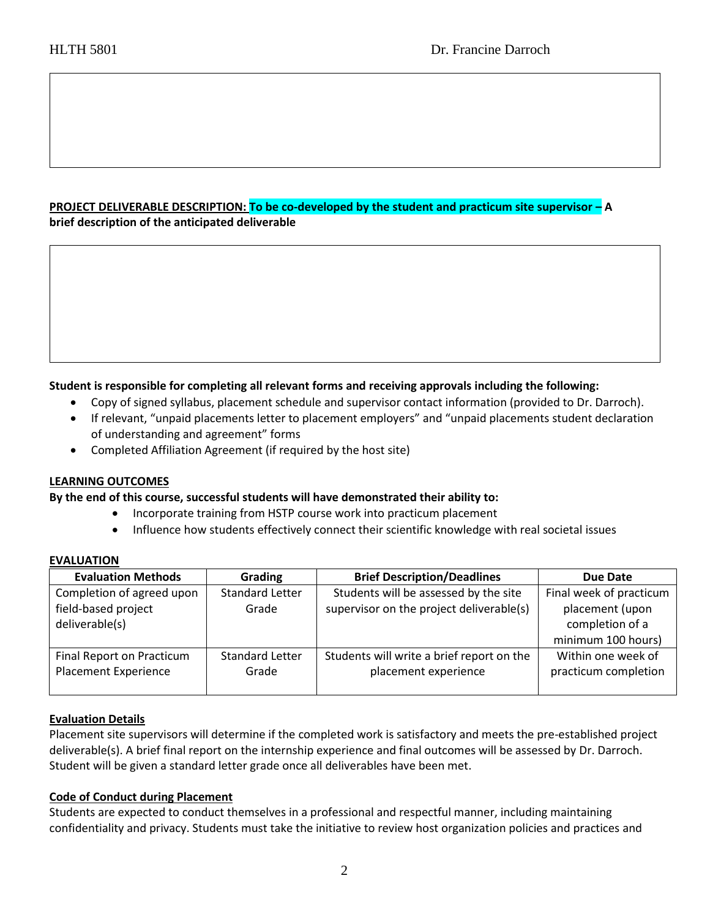**PROJECT DELIVERABLE DESCRIPTION: To be co-developed by the student and practicum site supervisor – A brief description of the anticipated deliverable**

**Student is responsible for completing all relevant forms and receiving approvals including the following:**

- Copy of signed syllabus, placement schedule and supervisor contact information (provided to Dr. Darroch).
- If relevant, "unpaid placements letter to placement employers" and "unpaid placements student declaration of understanding and agreement" forms
- Completed Affiliation Agreement (if required by the host site)

**LEARNING OUTCOMES**

**By the end of this course, successful students will have demonstrated their ability to:**

- Incorporate training from HSTP course work into practicum placement
- Influence how students effectively connect their scientific knowledge with real societal issues

**EVALUATION**

| Evaluation Methods | Grading | Brief Description/Deadlines | Due Date |
|---|---|---|---|
| Completion of agreed upon field-based project deliverable(s) | Standard Letter Grade | Students will be assessed by the site supervisor on the project deliverable(s) | Final week of practicum placement (upon completion of a minimum 100 hours) |
| Final Report on Practicum Placement Experience | Standard Letter Grade | Students will write a brief report on the placement experience | Within one week of practicum completion |

**Evaluation Details**

Placement site supervisors will determine if the completed work is satisfactory and meets the pre-established project deliverable(s). A brief final report on the internship experience and final outcomes will be assessed by Dr. Darroch. Student will be given a standard letter grade once all deliverables have been met.

**Code of Conduct during Placement**

Students are expected to conduct themselves in a professional and respectful manner, including maintaining confidentiality and privacy. Students must take the initiative to review host organization policies and practices and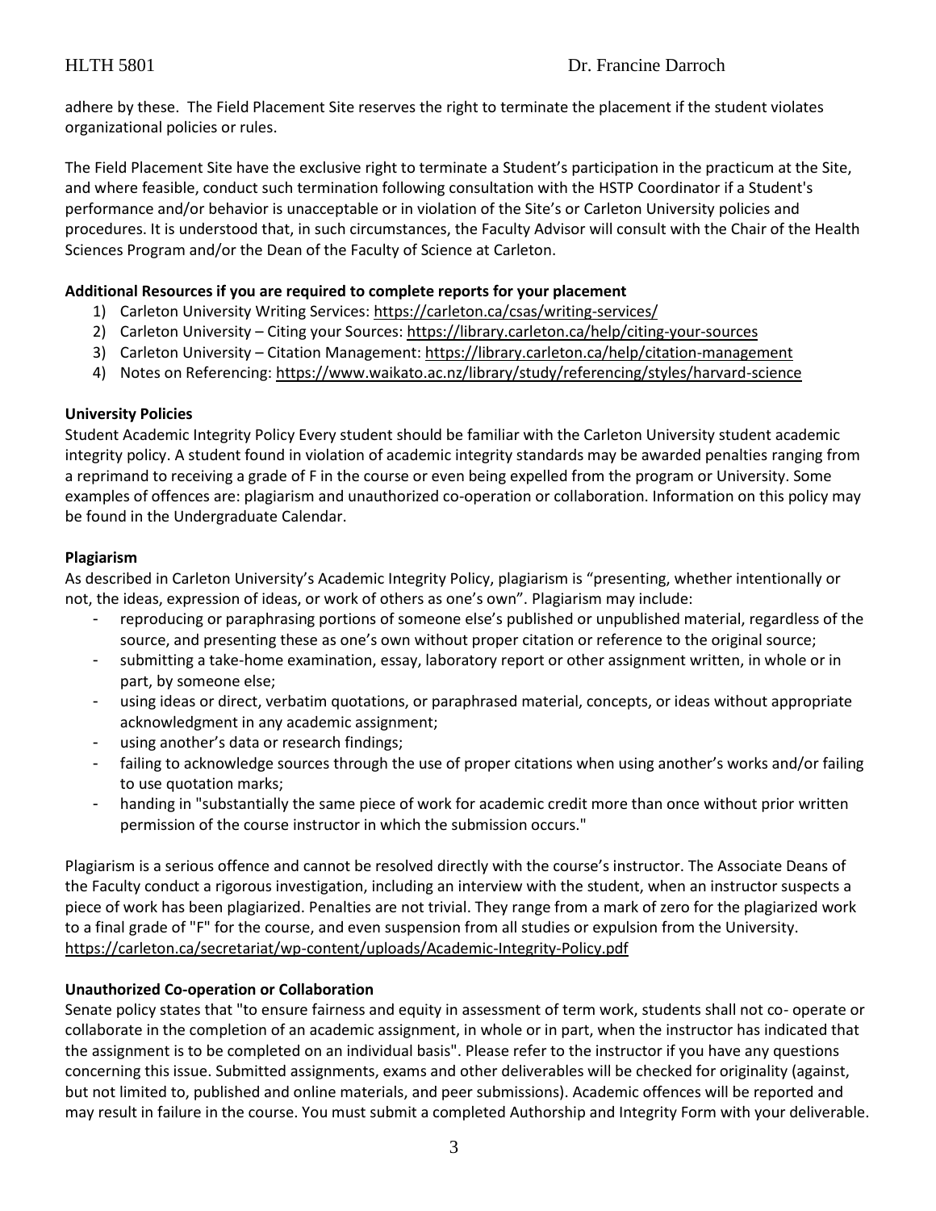adhere by these. The Field Placement Site reserves the right to terminate the placement if the student violates organizational policies or rules.

The Field Placement Site have the exclusive right to terminate a Student's participation in the practicum at the Site, and where feasible, conduct such termination following consultation with the HSTP Coordinator if a Student's performance and/or behavior is unacceptable or in violation of the Site's or Carleton University policies and procedures. It is understood that, in such circumstances, the Faculty Advisor will consult with the Chair of the Health Sciences Program and/or the Dean of the Faculty of Science at Carleton.

**Additional Resources if you are required to complete reports for your placement**

1) Carleton University Writing Services: https://carleton.ca/csas/writing-services/
2) Carleton University – Citing your Sources: https://library.carleton.ca/help/citing-your-sources
3) Carleton University – Citation Management: https://library.carleton.ca/help/citation-management
4) Notes on Referencing: https://www.waikato.ac.nz/library/study/referencing/styles/harvard-science

**University Policies**

Student Academic Integrity Policy Every student should be familiar with the Carleton University student academic integrity policy. A student found in violation of academic integrity standards may be awarded penalties ranging from a reprimand to receiving a grade of F in the course or even being expelled from the program or University. Some examples of offences are: plagiarism and unauthorized co-operation or collaboration. Information on this policy may be found in the Undergraduate Calendar.

**Plagiarism**

As described in Carleton University's Academic Integrity Policy, plagiarism is "presenting, whether intentionally or not, the ideas, expression of ideas, or work of others as one's own". Plagiarism may include:

- reproducing or paraphrasing portions of someone else's published or unpublished material, regardless of the source, and presenting these as one's own without proper citation or reference to the original source;
- submitting a take-home examination, essay, laboratory report or other assignment written, in whole or in part, by someone else;
- using ideas or direct, verbatim quotations, or paraphrased material, concepts, or ideas without appropriate acknowledgment in any academic assignment;
- using another's data or research findings;
- failing to acknowledge sources through the use of proper citations when using another's works and/or failing to use quotation marks;
- handing in "substantially the same piece of work for academic credit more than once without prior written permission of the course instructor in which the submission occurs."

Plagiarism is a serious offence and cannot be resolved directly with the course's instructor. The Associate Deans of the Faculty conduct a rigorous investigation, including an interview with the student, when an instructor suspects a piece of work has been plagiarized. Penalties are not trivial. They range from a mark of zero for the plagiarized work to a final grade of "F" for the course, and even suspension from all studies or expulsion from the University. https://carleton.ca/secretariat/wp-content/uploads/Academic-Integrity-Policy.pdf

**Unauthorized Co-operation or Collaboration**

Senate policy states that "to ensure fairness and equity in assessment of term work, students shall not co- operate or collaborate in the completion of an academic assignment, in whole or in part, when the instructor has indicated that the assignment is to be completed on an individual basis". Please refer to the instructor if you have any questions concerning this issue. Submitted assignments, exams and other deliverables will be checked for originality (against, but not limited to, published and online materials, and peer submissions). Academic offences will be reported and may result in failure in the course. You must submit a completed Authorship and Integrity Form with your deliverable.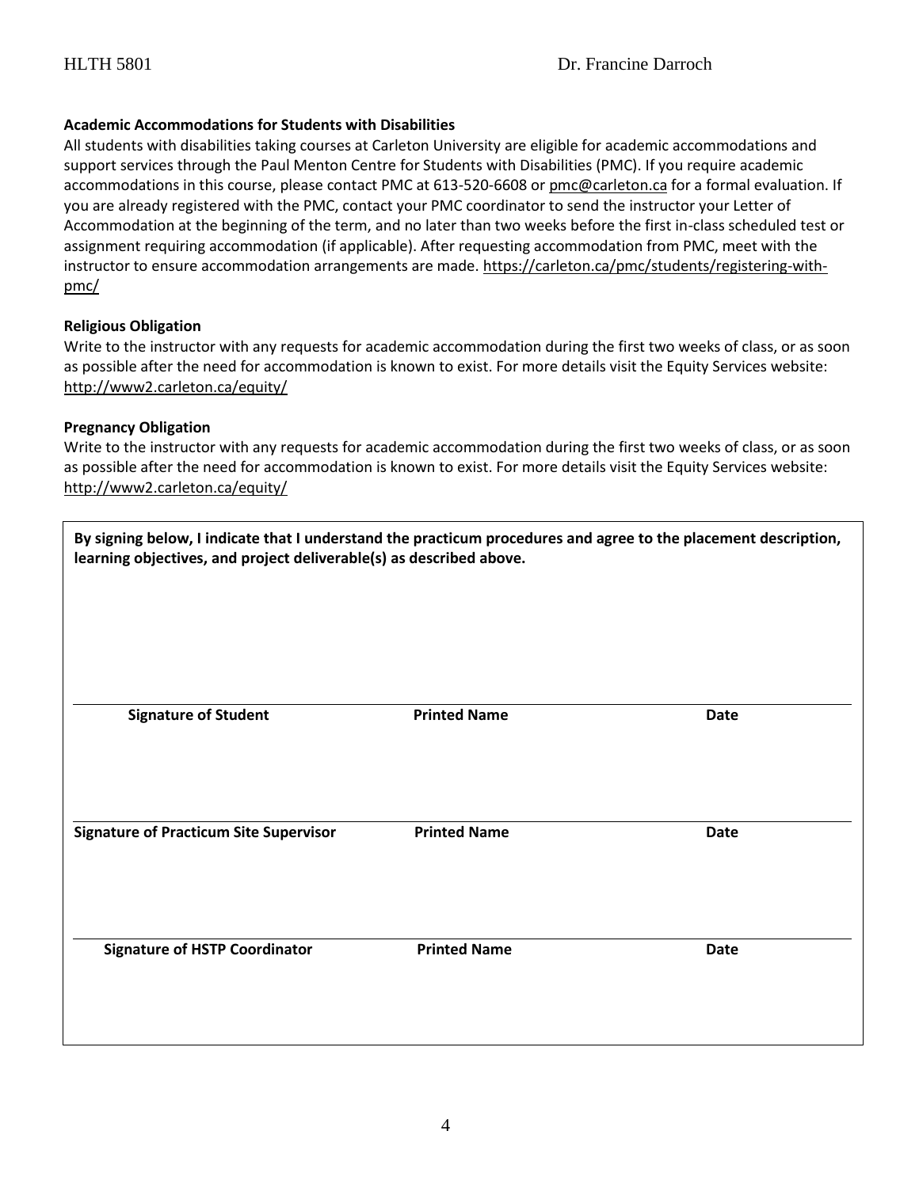**Academic Accommodations for Students with Disabilities**

All students with disabilities taking courses at Carleton University are eligible for academic accommodations and support services through the Paul Menton Centre for Students with Disabilities (PMC). If you require academic accommodations in this course, please contact PMC at 613-520-6608 or pmc@carleton.ca for a formal evaluation. If you are already registered with the PMC, contact your PMC coordinator to send the instructor your Letter of Accommodation at the beginning of the term, and no later than two weeks before the first in-class scheduled test or assignment requiring accommodation (if applicable). After requesting accommodation from PMC, meet with the instructor to ensure accommodation arrangements are made. https://carleton.ca/pmc/students/registering-with-pmc/

**Religious Obligation**

Write to the instructor with any requests for academic accommodation during the first two weeks of class, or as soon as possible after the need for accommodation is known to exist. For more details visit the Equity Services website: http://www2.carleton.ca/equity/

**Pregnancy Obligation**

Write to the instructor with any requests for academic accommodation during the first two weeks of class, or as soon as possible after the need for accommodation is known to exist. For more details visit the Equity Services website: http://www2.carleton.ca/equity/

**By signing below, I indicate that I understand the practicum procedures and agree to the placement description, learning objectives, and project deliverable(s) as described above.**

| | | |
|---|---|---|
| **Signature of Student** | **Printed Name** | **Date** |
| **Signature of Practicum Site Supervisor** | **Printed Name** | **Date** |
| **Signature of HSTP Coordinator** | **Printed Name** | **Date** |